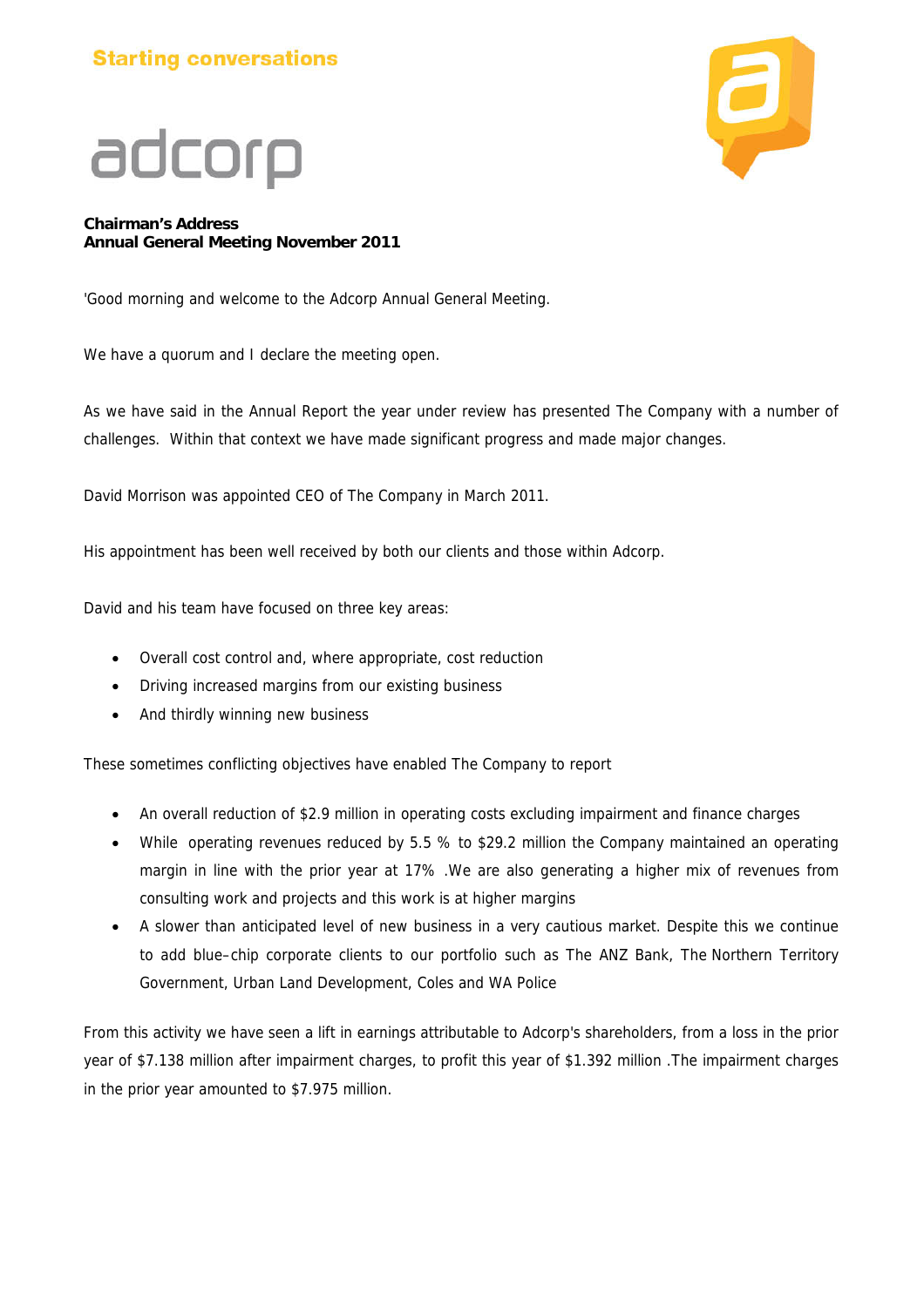Starting conversations

adcorp

**Chairman's Address**
**Annual General Meeting November 2011**

'Good morning and welcome to the Adcorp Annual General Meeting.

We have a quorum and I declare the meeting open.

As we have said in the Annual Report the year under review has presented The Company with a number of challenges. Within that context we have made significant progress and made major changes.

David Morrison was appointed CEO of The Company in March 2011.

His appointment has been well received by both our clients and those within Adcorp.

David and his team have focused on three key areas:

- Overall cost control and, where appropriate, cost reduction
- Driving increased margins from our existing business
- And thirdly winning new business

These sometimes conflicting objectives have enabled The Company to report

- An overall reduction of $2.9 million in operating costs excluding impairment and finance charges
- While operating revenues reduced by 5.5 % to $29.2 million the Company maintained an operating margin in line with the prior year at 17% .We are also generating a higher mix of revenues from consulting work and projects and this work is at higher margins
- A slower than anticipated level of new business in a very cautious market. Despite this we continue to add blue–chip corporate clients to our portfolio such as The ANZ Bank, The Northern Territory Government, Urban Land Development, Coles and WA Police

From this activity we have seen a lift in earnings attributable to Adcorp's shareholders, from a loss in the prior year of $7.138 million after impairment charges, to profit this year of $1.392 million .The impairment charges in the prior year amounted to $7.975 million.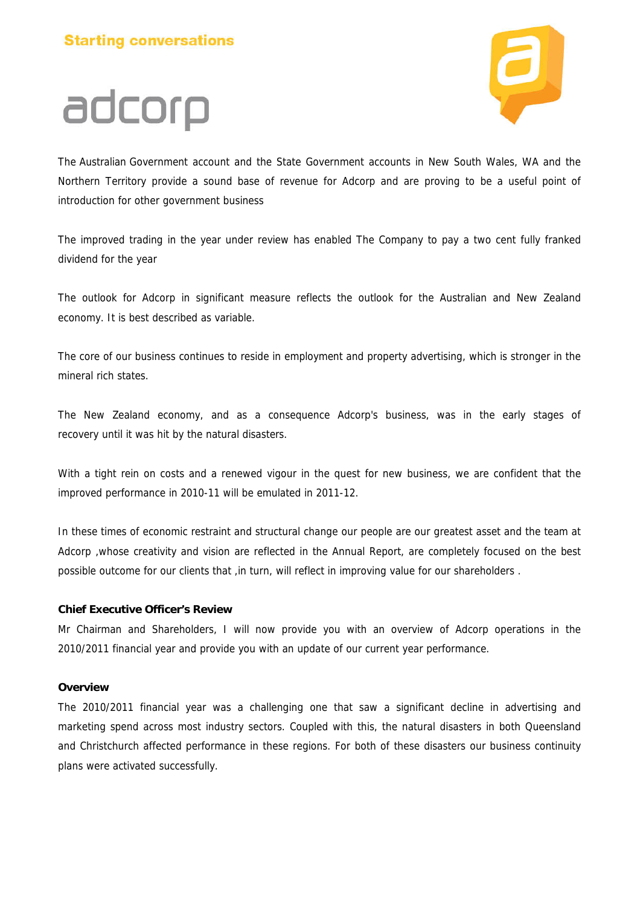The Australian Government account and the State Government accounts in New South Wales, WA and the Northern Territory provide a sound base of revenue for Adcorp and are proving to be a useful point of introduction for other government business

The improved trading in the year under review has enabled The Company to pay a two cent fully franked dividend for the year

The outlook for Adcorp in significant measure reflects the outlook for the Australian and New Zealand economy. It is best described as variable.

The core of our business continues to reside in employment and property advertising, which is stronger in the mineral rich states.

The New Zealand economy, and as a consequence Adcorp's business, was in the early stages of recovery until it was hit by the natural disasters.

With a tight rein on costs and a renewed vigour in the quest for new business, we are confident that the improved performance in 2010-11 will be emulated in 2011-12.

In these times of economic restraint and structural change our people are our greatest asset and the team at Adcorp ,whose creativity and vision are reflected in the Annual Report, are completely focused on the best possible outcome for our clients that ,in turn, will reflect in improving value for our shareholders .

**Chief Executive Officer's Review**

Mr Chairman and Shareholders, I will now provide you with an overview of Adcorp operations in the 2010/2011 financial year and provide you with an update of our current year performance.

**Overview**

The 2010/2011 financial year was a challenging one that saw a significant decline in advertising and marketing spend across most industry sectors. Coupled with this, the natural disasters in both Queensland and Christchurch affected performance in these regions. For both of these disasters our business continuity plans were activated successfully.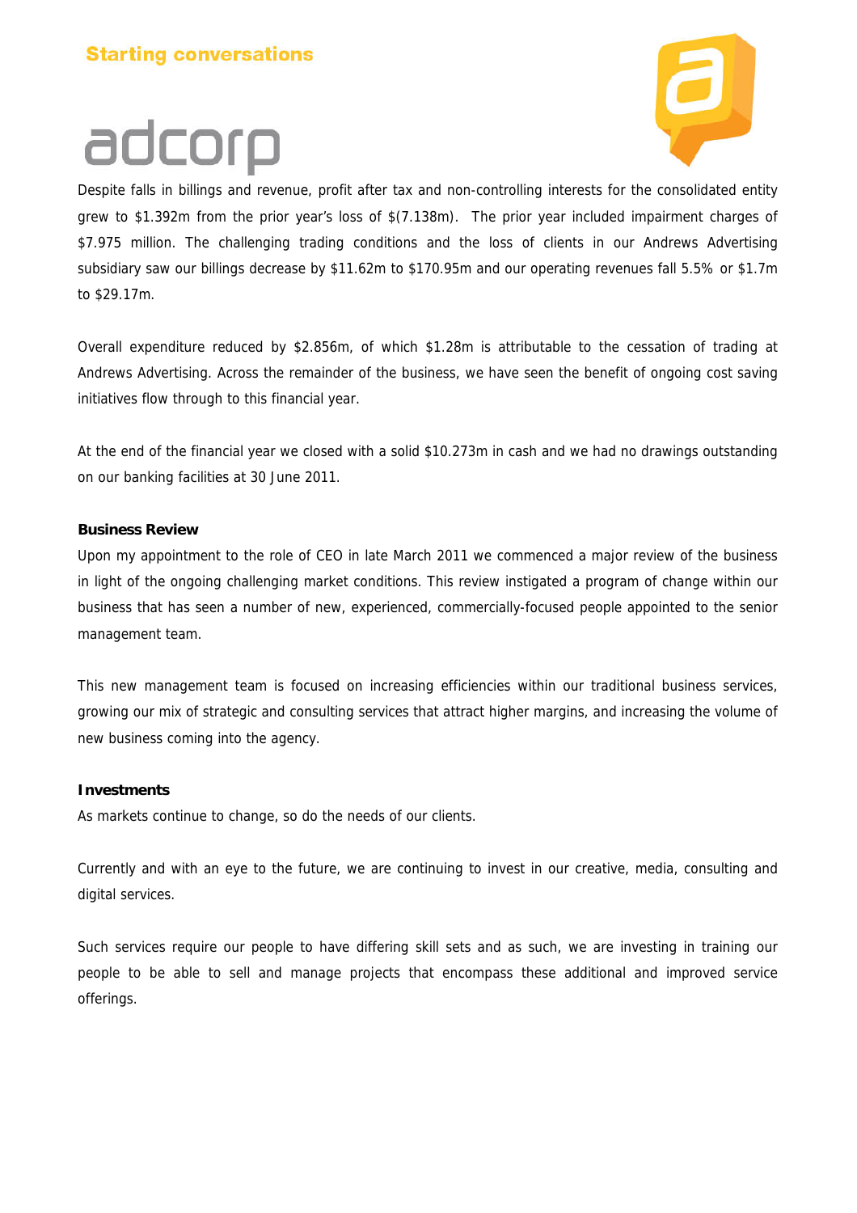Despite falls in billings and revenue, profit after tax and non-controlling interests for the consolidated entity grew to $1.392m from the prior year's loss of $(7.138m). The prior year included impairment charges of $7.975 million. The challenging trading conditions and the loss of clients in our Andrews Advertising subsidiary saw our billings decrease by $11.62m to $170.95m and our operating revenues fall 5.5% or $1.7m to $29.17m.

Overall expenditure reduced by $2.856m, of which $1.28m is attributable to the cessation of trading at Andrews Advertising. Across the remainder of the business, we have seen the benefit of ongoing cost saving initiatives flow through to this financial year.

At the end of the financial year we closed with a solid $10.273m in cash and we had no drawings outstanding on our banking facilities at 30 June 2011.

**Business Review**

Upon my appointment to the role of CEO in late March 2011 we commenced a major review of the business in light of the ongoing challenging market conditions. This review instigated a program of change within our business that has seen a number of new, experienced, commercially-focused people appointed to the senior management team.

This new management team is focused on increasing efficiencies within our traditional business services, growing our mix of strategic and consulting services that attract higher margins, and increasing the volume of new business coming into the agency.

**Investments**

As markets continue to change, so do the needs of our clients.

Currently and with an eye to the future, we are continuing to invest in our creative, media, consulting and digital services.

Such services require our people to have differing skill sets and as such, we are investing in training our people to be able to sell and manage projects that encompass these additional and improved service offerings.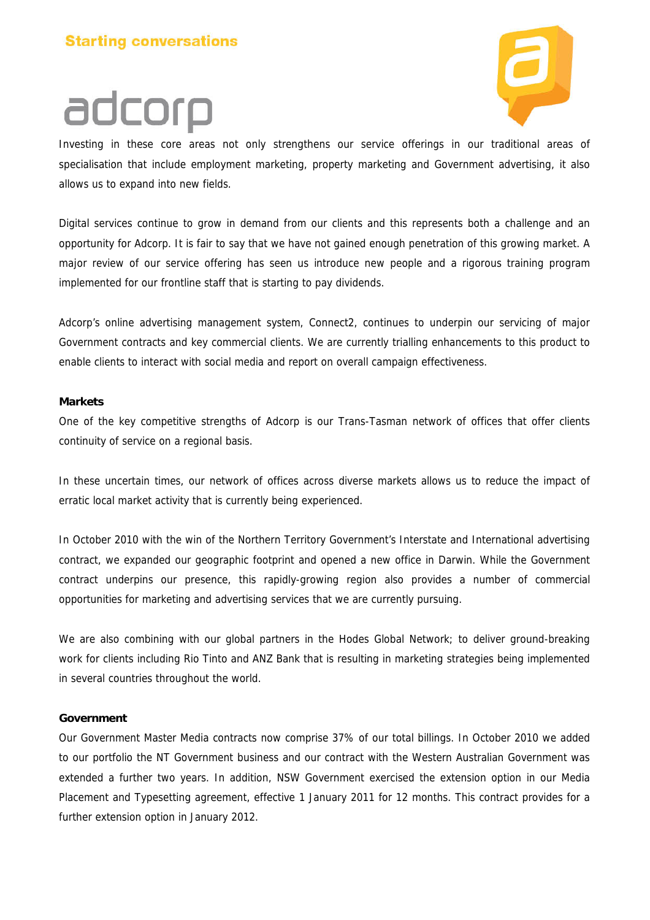Investing in these core areas not only strengthens our service offerings in our traditional areas of specialisation that include employment marketing, property marketing and Government advertising, it also allows us to expand into new fields.

Digital services continue to grow in demand from our clients and this represents both a challenge and an opportunity for Adcorp. It is fair to say that we have not gained enough penetration of this growing market. A major review of our service offering has seen us introduce new people and a rigorous training program implemented for our frontline staff that is starting to pay dividends.

Adcorp's online advertising management system, Connect2, continues to underpin our servicing of major Government contracts and key commercial clients. We are currently trialling enhancements to this product to enable clients to interact with social media and report on overall campaign effectiveness.

**Markets**

One of the key competitive strengths of Adcorp is our Trans-Tasman network of offices that offer clients continuity of service on a regional basis.

In these uncertain times, our network of offices across diverse markets allows us to reduce the impact of erratic local market activity that is currently being experienced.

In October 2010 with the win of the Northern Territory Government's Interstate and International advertising contract, we expanded our geographic footprint and opened a new office in Darwin. While the Government contract underpins our presence, this rapidly-growing region also provides a number of commercial opportunities for marketing and advertising services that we are currently pursuing.

We are also combining with our global partners in the Hodes Global Network; to deliver ground-breaking work for clients including Rio Tinto and ANZ Bank that is resulting in marketing strategies being implemented in several countries throughout the world.

**Government**

Our Government Master Media contracts now comprise 37% of our total billings. In October 2010 we added to our portfolio the NT Government business and our contract with the Western Australian Government was extended a further two years. In addition, NSW Government exercised the extension option in our Media Placement and Typesetting agreement, effective 1 January 2011 for 12 months. This contract provides for a further extension option in January 2012.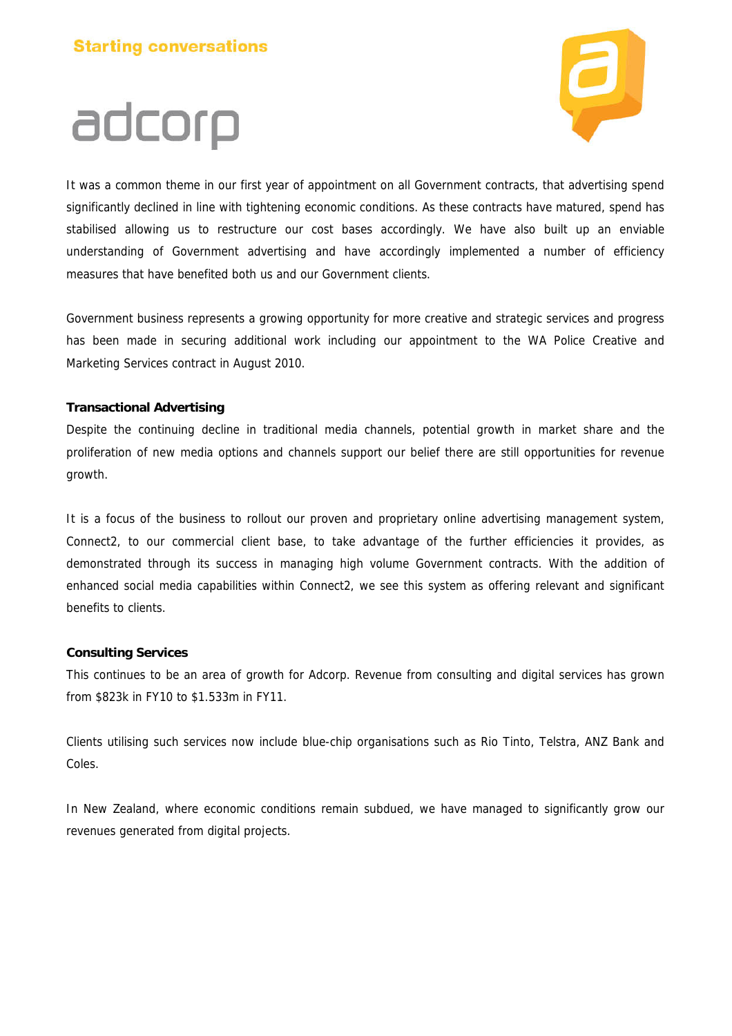It was a common theme in our first year of appointment on all Government contracts, that advertising spend significantly declined in line with tightening economic conditions. As these contracts have matured, spend has stabilised allowing us to restructure our cost bases accordingly. We have also built up an enviable understanding of Government advertising and have accordingly implemented a number of efficiency measures that have benefited both us and our Government clients.

Government business represents a growing opportunity for more creative and strategic services and progress has been made in securing additional work including our appointment to the WA Police Creative and Marketing Services contract in August 2010.

**Transactional Advertising**

Despite the continuing decline in traditional media channels, potential growth in market share and the proliferation of new media options and channels support our belief there are still opportunities for revenue growth.

It is a focus of the business to rollout our proven and proprietary online advertising management system, Connect2, to our commercial client base, to take advantage of the further efficiencies it provides, as demonstrated through its success in managing high volume Government contracts. With the addition of enhanced social media capabilities within Connect2, we see this system as offering relevant and significant benefits to clients.

**Consulting Services**

This continues to be an area of growth for Adcorp. Revenue from consulting and digital services has grown from $823k in FY10 to $1.533m in FY11.

Clients utilising such services now include blue-chip organisations such as Rio Tinto, Telstra, ANZ Bank and Coles.

In New Zealand, where economic conditions remain subdued, we have managed to significantly grow our revenues generated from digital projects.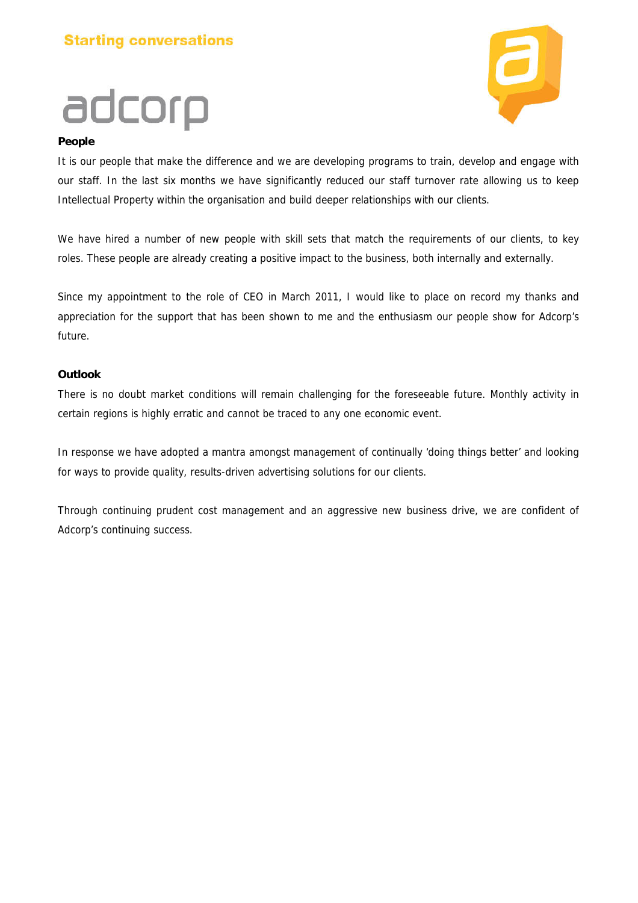**People**

It is our people that make the difference and we are developing programs to train, develop and engage with our staff. In the last six months we have significantly reduced our staff turnover rate allowing us to keep Intellectual Property within the organisation and build deeper relationships with our clients.

We have hired a number of new people with skill sets that match the requirements of our clients, to key roles. These people are already creating a positive impact to the business, both internally and externally.

Since my appointment to the role of CEO in March 2011, I would like to place on record my thanks and appreciation for the support that has been shown to me and the enthusiasm our people show for Adcorp's future.

**Outlook**

There is no doubt market conditions will remain challenging for the foreseeable future. Monthly activity in certain regions is highly erratic and cannot be traced to any one economic event.

In response we have adopted a mantra amongst management of continually 'doing things better' and looking for ways to provide quality, results-driven advertising solutions for our clients.

Through continuing prudent cost management and an aggressive new business drive, we are confident of Adcorp's continuing success.